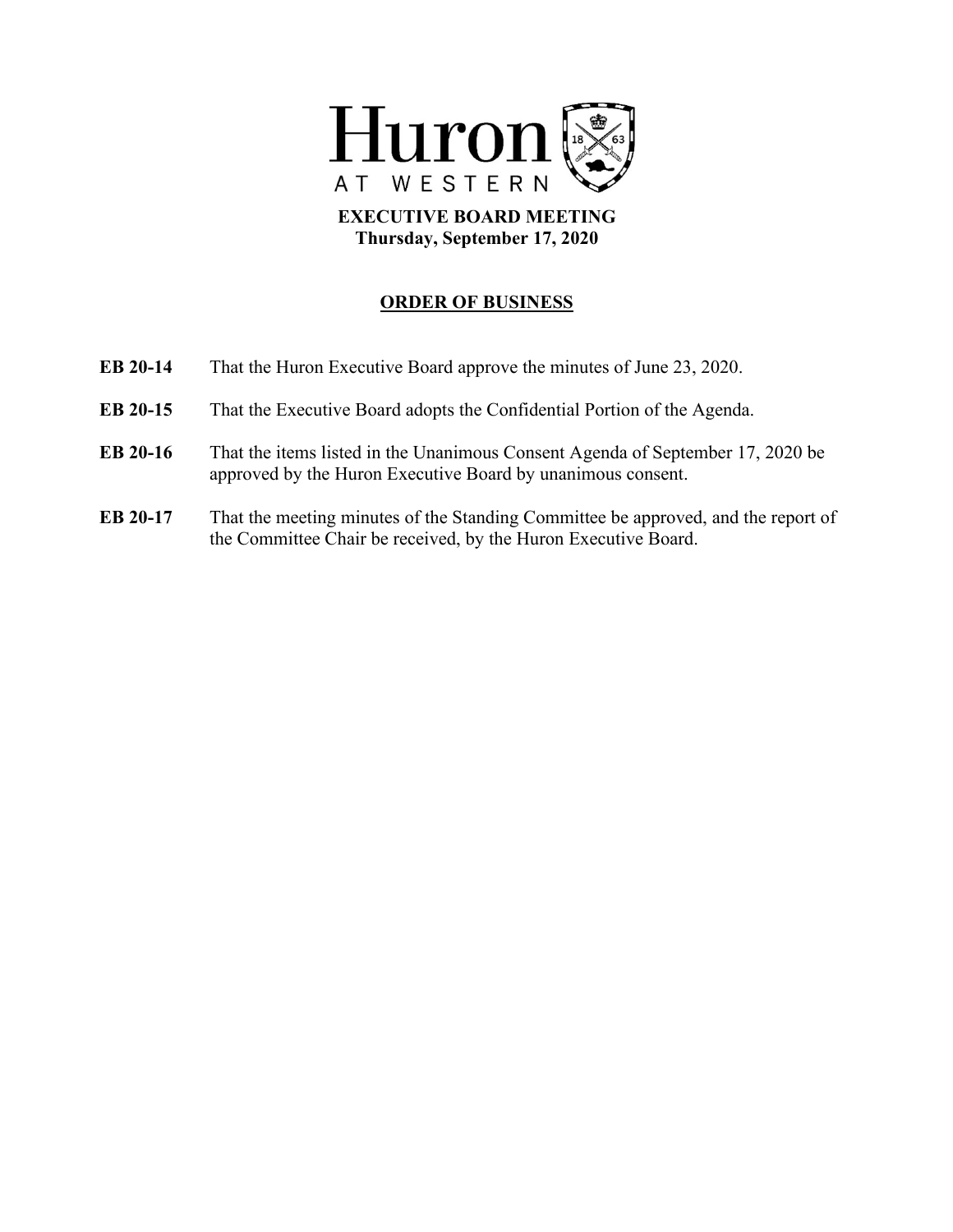# Huron AT WESTERN

**EXECUTIVE BOARD MEETING**
**Thursday, September 17, 2020**

## ORDER OF BUSINESS

**EB 20-14** That the Huron Executive Board approve the minutes of June 23, 2020.

**EB 20-15** That the Executive Board adopts the Confidential Portion of the Agenda.

**EB 20-16** That the items listed in the Unanimous Consent Agenda of September 17, 2020 be approved by the Huron Executive Board by unanimous consent.

**EB 20-17** That the meeting minutes of the Standing Committee be approved, and the report of the Committee Chair be received, by the Huron Executive Board.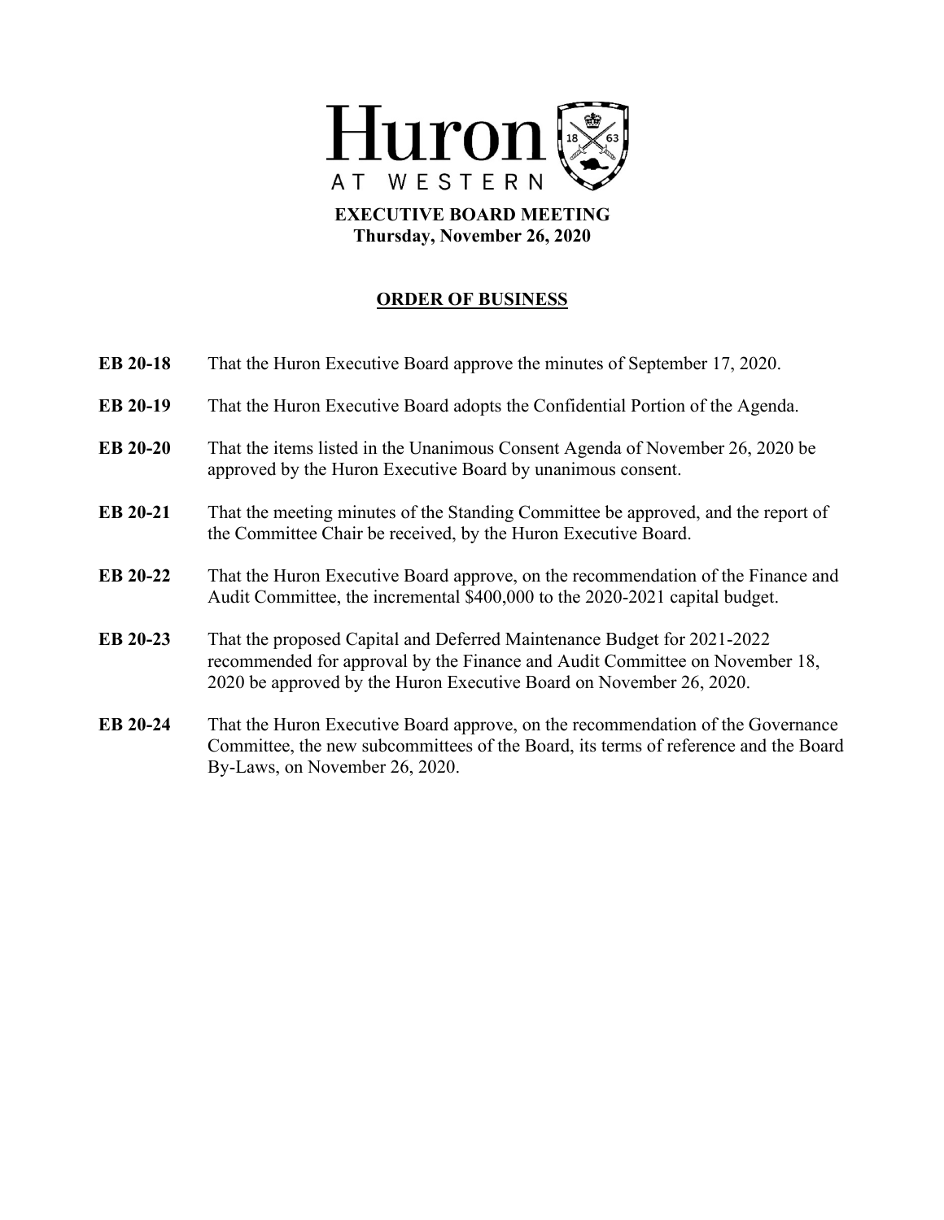# Huron AT WESTERN

**EXECUTIVE BOARD MEETING**
**Thursday, November 26, 2020**

## ORDER OF BUSINESS

**EB 20-18** That the Huron Executive Board approve the minutes of September 17, 2020.

**EB 20-19** That the Huron Executive Board adopts the Confidential Portion of the Agenda.

**EB 20-20** That the items listed in the Unanimous Consent Agenda of November 26, 2020 be approved by the Huron Executive Board by unanimous consent.

**EB 20-21** That the meeting minutes of the Standing Committee be approved, and the report of the Committee Chair be received, by the Huron Executive Board.

**EB 20-22** That the Huron Executive Board approve, on the recommendation of the Finance and Audit Committee, the incremental $400,000 to the 2020-2021 capital budget.

**EB 20-23** That the proposed Capital and Deferred Maintenance Budget for 2021-2022 recommended for approval by the Finance and Audit Committee on November 18, 2020 be approved by the Huron Executive Board on November 26, 2020.

**EB 20-24** That the Huron Executive Board approve, on the recommendation of the Governance Committee, the new subcommittees of the Board, its terms of reference and the Board By-Laws, on November 26, 2020.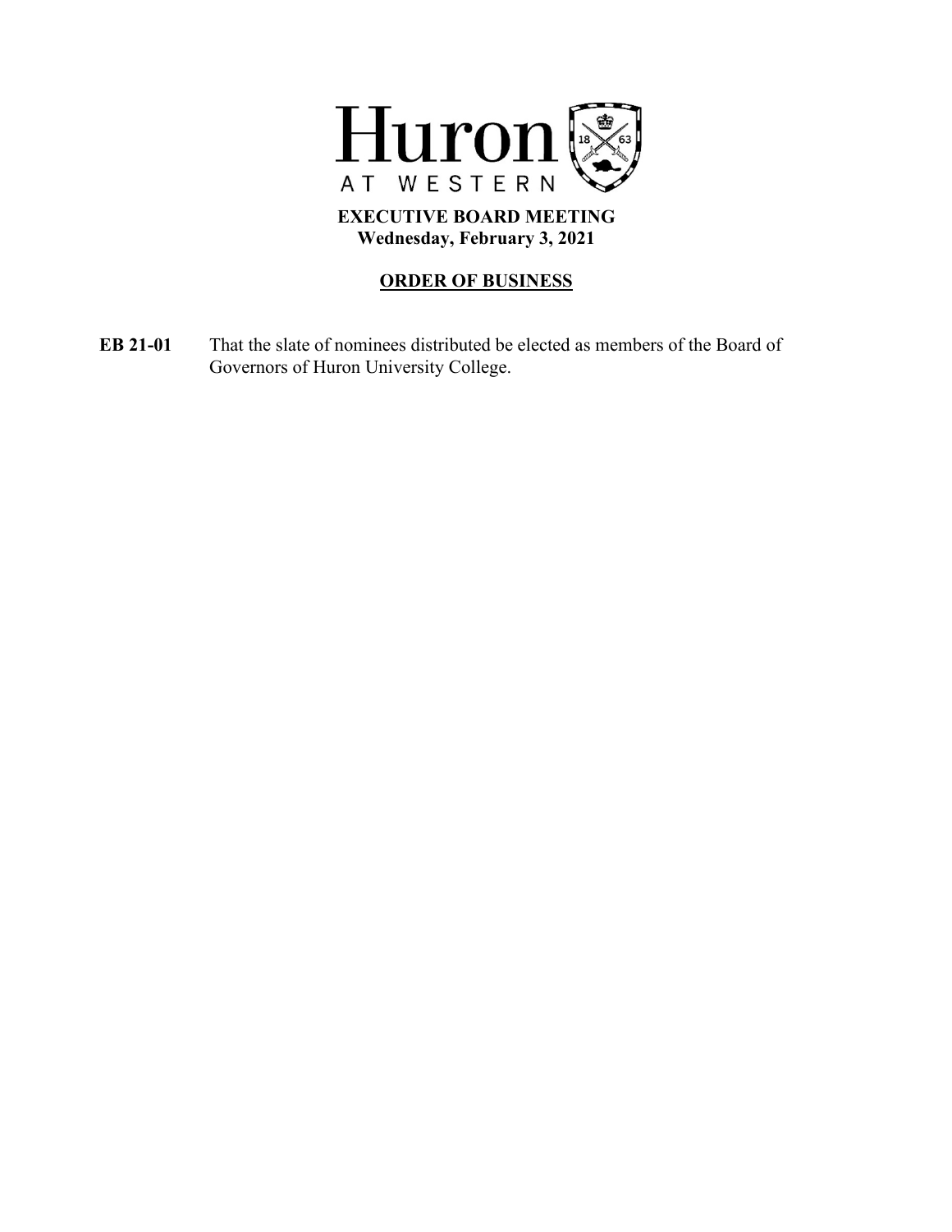# Huron AT WESTERN

**EXECUTIVE BOARD MEETING**
**Wednesday, February 3, 2021**

**ORDER OF BUSINESS**

**EB 21-01** That the slate of nominees distributed be elected as members of the Board of Governors of Huron University College.